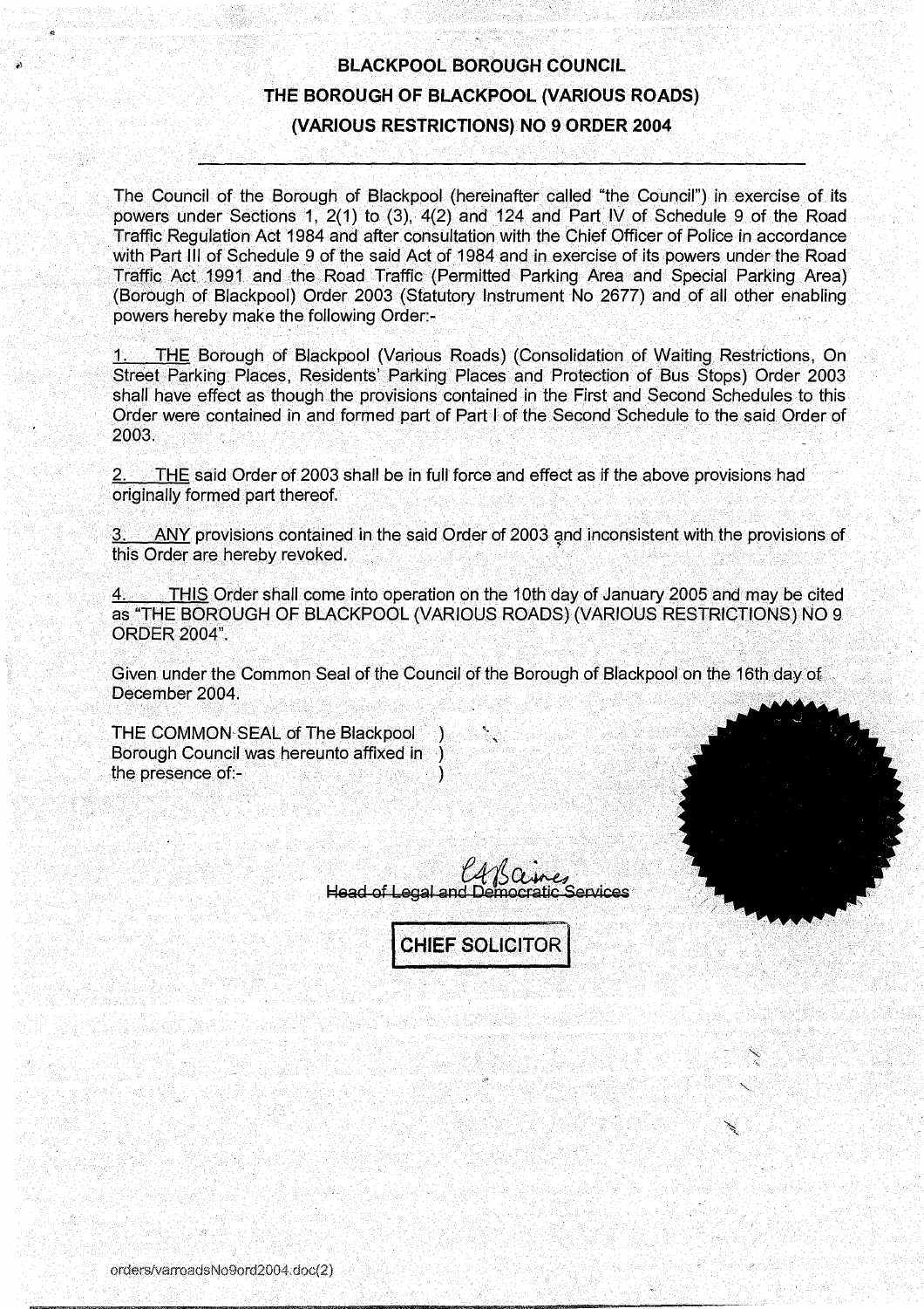# BLACKPOOL BOROUGH COUNCIL

## THE BOROUGH OF BLACKPOOL (VARIOUS ROADS) (VARIOUS RESTRICTIONS) NO 9 ORDER 2004

---

The Council of the Borough of Blackpool (hereinafter called "the Council") in exercise of its powers under Sections 1, 2(1) to (3), 4(2) and 124 and Part IV of Schedule 9 of the Road Traffic Regulation Act 1984 and after consultation with the Chief Officer of Police in accordance with Part III of Schedule 9 of the said Act of 1984 and in exercise of its powers under the Road Traffic Act 1991 and the Road Traffic (Permitted Parking Area and Special Parking Area) (Borough of Blackpool) Order 2003 (Statutory Instrument No 2677) and of all other enabling powers hereby make the following Order:-

1. THE Borough of Blackpool (Various Roads) (Consolidation of Waiting Restrictions, On Street Parking Places, Residents' Parking Places and Protection of Bus Stops) Order 2003 shall have effect as though the provisions contained in the First and Second Schedules to this Order were contained in and formed part of Part I of the Second Schedule to the said Order of 2003.

2. THE said Order of 2003 shall be in full force and effect as if the above provisions had originally formed part thereof.

3. ANY provisions contained in the said Order of 2003 and inconsistent with the provisions of this Order are hereby revoked.

4. THIS Order shall come into operation on the 10th day of January 2005 and may be cited as "THE BOROUGH OF BLACKPOOL (VARIOUS ROADS) (VARIOUS RESTRICTIONS) NO 9 ORDER 2004".

Given under the Common Seal of the Council of the Borough of Blackpool on the 16th day of December 2004.

THE COMMON SEAL of The Blackpool Borough Council was hereunto affixed in the presence of:-

~~Head of Legal and Democratic Services~~

**CHIEF SOLICITOR**

orders/varroadsNo9ord2004.doc(2)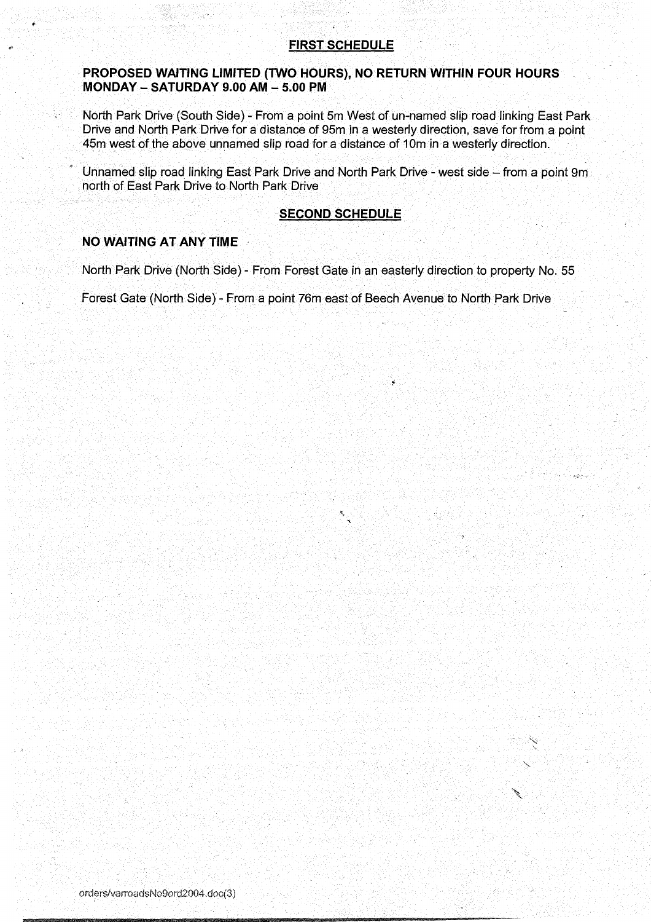## FIRST SCHEDULE

### PROPOSED WAITING LIMITED (TWO HOURS), NO RETURN WITHIN FOUR HOURS MONDAY – SATURDAY 9.00 AM – 5.00 PM

North Park Drive (South Side) - From a point 5m West of un-named slip road linking East Park Drive and North Park Drive for a distance of 95m in a westerly direction, save for from a point 45m west of the above unnamed slip road for a distance of 10m in a westerly direction.

Unnamed slip road linking East Park Drive and North Park Drive - west side – from a point 9m north of East Park Drive to North Park Drive

## SECOND SCHEDULE

### NO WAITING AT ANY TIME

North Park Drive (North Side) - From Forest Gate in an easterly direction to property No. 55

Forest Gate (North Side) - From a point 76m east of Beech Avenue to North Park Drive

orders/varroadsNo9ord2004.doc(3)